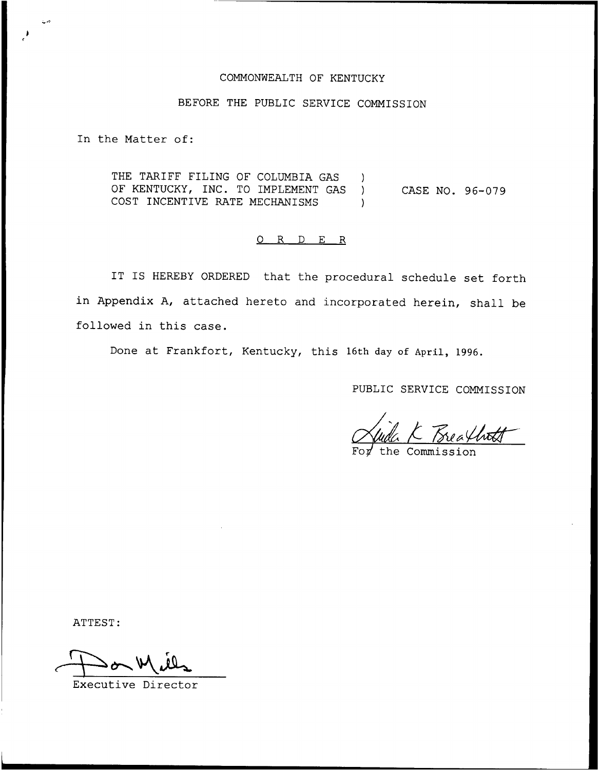COMMONWEALTH OF KENTUCKY

BEFORE THE PUBLIC SERVICE COMMISSION

In the Matter of:

THE TARIFF FILING OF COLUMBIA GAS OF KENTUCKY, INC. TO IMPLEMENT GAS COST INCENTIVE RATE MECHANISMS ) CASE NO. 96-079

O R D E R

IT IS HEREBY ORDERED that the procedural schedule set forth in Appendix A, attached hereto and incorporated herein, shall be followed in this case.

Done at Frankfort, Kentucky, this 16th day of April, 1996.

PUBLIC SERVICE COMMISSION

For the Commission

ATTEST:

Executive Director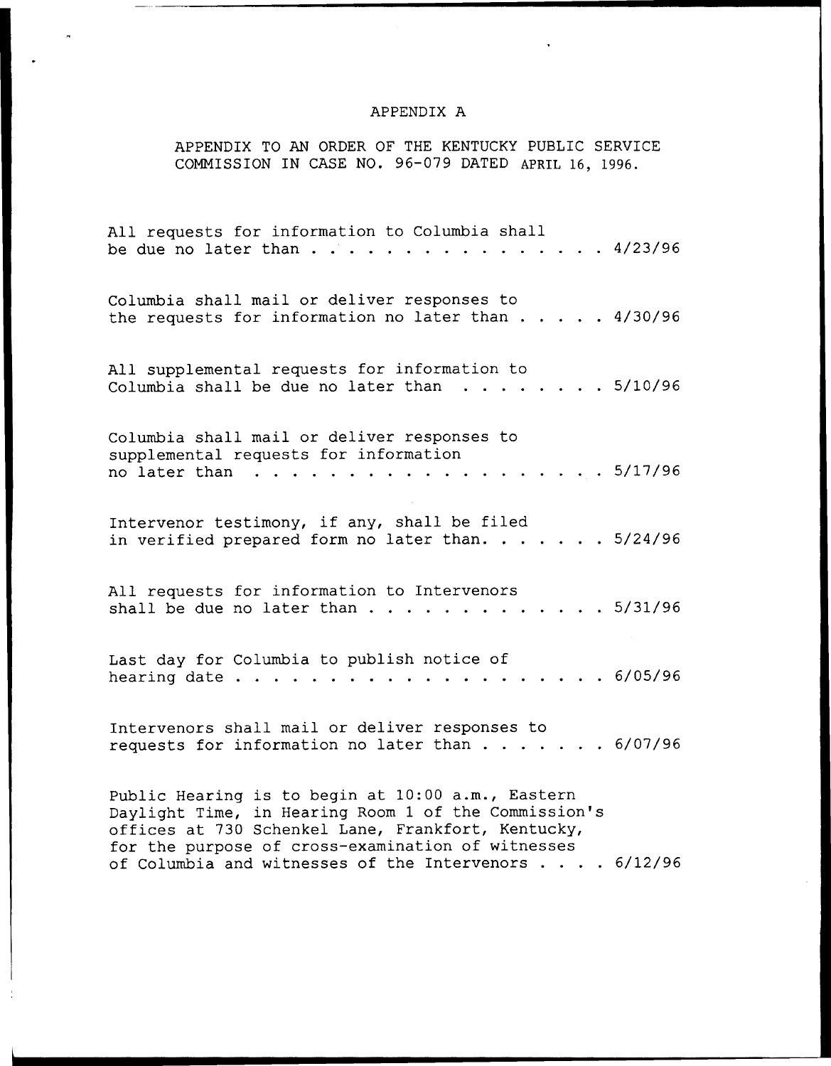# APPENDIX A

APPENDIX TO AN ORDER OF THE KENTUCKY PUBLIC SERVICE COMMISSION IN CASE NO. 96-079 DATED APRIL 16, 1996.

All requests for information to Columbia shall be due no later than . . . . . . . . . . . . . . . . . 4/23/96

Columbia shall mail or deliver responses to the requests for information no later than . . . . . 4/30/96

All supplemental requests for information to Columbia shall be due no later than . . . . . . . . 5/10/96

Columbia shall mail or deliver responses to supplemental requests for information no later than . . . . . . . . . . . . . . . . . . . . 5/17/96

Intervenor testimony, if any, shall be filed in verified prepared form no later than. . . . . . . 5/24/96

All requests for information to Intervenors shall be due no later than . . . . . . . . . . . . . 5/31/96

Last day for Columbia to publish notice of hearing date . . . . . . . . . . . . . . . . . . . . . 6/05/96

Intervenors shall mail or deliver responses to requests for information no later than . . . . . . . 6/07/96

Public Hearing is to begin at 10:00 a.m., Eastern Daylight Time, in Hearing Room 1 of the Commission's offices at 730 Schenkel Lane, Frankfort, Kentucky, for the purpose of cross-examination of witnesses of Columbia and witnesses of the Intervenors . . . . 6/12/96